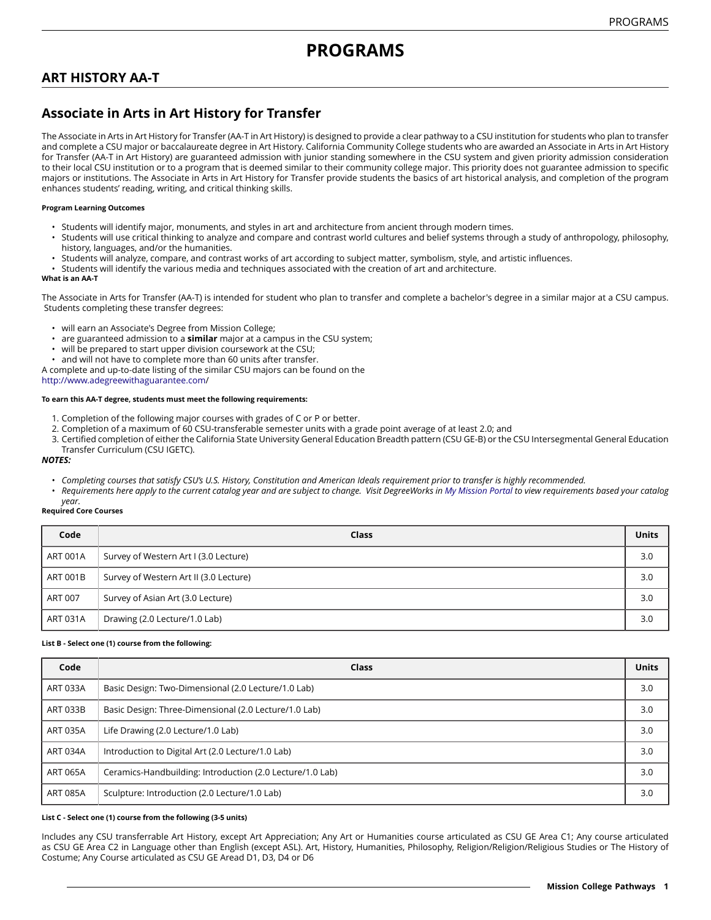# PROGRAMS

## ART HISTORY AA-T

## Associate in Arts in Art History for Transfer

The Associate in Arts in Art History for Transfer (AA-T in Art History) is designed to provide a clear pathway to a CSU institution for students who plan to transfer and complete a CSU major or baccalaureate degree in Art History. California Community College students who are awarded an Associate in Arts in Art History for Transfer (AA-T in Art History) are guaranteed admission with junior standing somewhere in the CSU system and given priority admission consideration to their local CSU institution or to a program that is deemed similar to their community college major. This priority does not guarantee admission to specific majors or institutions. The Associate in Arts in Art History for Transfer provide students the basics of art historical analysis, and completion of the program enhances students' reading, writing, and critical thinking skills.

**Program Learning Outcomes**

- Students will identify major, monuments, and styles in art and architecture from ancient through modern times.
- Students will use critical thinking to analyze and compare and contrast world cultures and belief systems through a study of anthropology, philosophy, history, languages, and/or the humanities.
- Students will analyze, compare, and contrast works of art according to subject matter, symbolism, style, and artistic influences.
- Students will identify the various media and techniques associated with the creation of art and architecture.

**What is an AA-T**

The Associate in Arts for Transfer (AA-T) is intended for student who plan to transfer and complete a bachelor's degree in a similar major at a CSU campus. Students completing these transfer degrees:

- will earn an Associate's Degree from Mission College;
- are guaranteed admission to a **similar** major at a campus in the CSU system;
- will be prepared to start upper division coursework at the CSU;
- and will not have to complete more than 60 units after transfer.

A complete and up-to-date listing of the similar CSU majors can be found on the http://www.adegreewithaguarantee.com/

**To earn this AA-T degree, students must meet the following requirements:**

1. Completion of the following major courses with grades of C or P or better.
2. Completion of a maximum of 60 CSU-transferable semester units with a grade point average of at least 2.0; and
3. Certified completion of either the California State University General Education Breadth pattern (CSU GE-B) or the CSU Intersegmental General Education Transfer Curriculum (CSU IGETC).

***NOTES:***

- *Completing courses that satisfy CSU's U.S. History, Constitution and American Ideals requirement prior to transfer is highly recommended.*
- *Requirements here apply to the current catalog year and are subject to change. Visit DegreeWorks in My Mission Portal to view requirements based your catalog year.*

**Required Core Courses**

| Code | Class | Units |
| --- | --- | --- |
| ART 001A | Survey of Western Art I (3.0 Lecture) | 3.0 |
| ART 001B | Survey of Western Art II (3.0 Lecture) | 3.0 |
| ART 007 | Survey of Asian Art (3.0 Lecture) | 3.0 |
| ART 031A | Drawing (2.0 Lecture/1.0 Lab) | 3.0 |

**List B - Select one (1) course from the following:**

| Code | Class | Units |
| --- | --- | --- |
| ART 033A | Basic Design: Two-Dimensional (2.0 Lecture/1.0 Lab) | 3.0 |
| ART 033B | Basic Design: Three-Dimensional (2.0 Lecture/1.0 Lab) | 3.0 |
| ART 035A | Life Drawing (2.0 Lecture/1.0 Lab) | 3.0 |
| ART 034A | Introduction to Digital Art (2.0 Lecture/1.0 Lab) | 3.0 |
| ART 065A | Ceramics-Handbuilding: Introduction (2.0 Lecture/1.0 Lab) | 3.0 |
| ART 085A | Sculpture: Introduction (2.0 Lecture/1.0 Lab) | 3.0 |

**List C - Select one (1) course from the following (3-5 units)**

Includes any CSU transferrable Art History, except Art Appreciation; Any Art or Humanities course articulated as CSU GE Area C1; Any course articulated as CSU GE Area C2 in Language other than English (except ASL). Art, History, Humanities, Philosophy, Religion/Religion/Religious Studies or The History of Costume; Any Course articulated as CSU GE Aread D1, D3, D4 or D6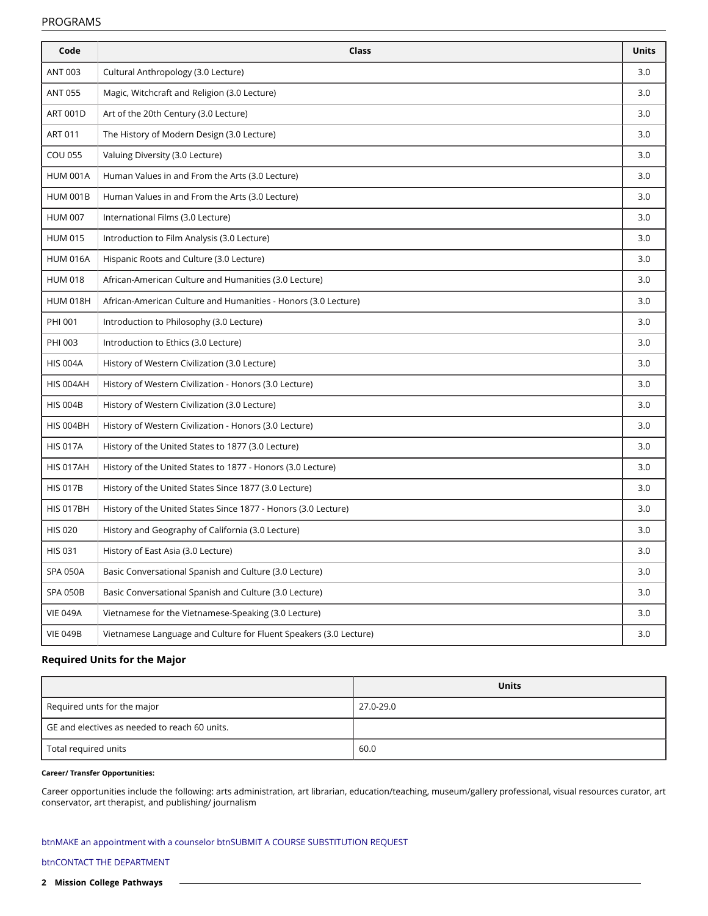| Code | Class | Units |
|---|---|---|
| ANT 003 | Cultural Anthropology (3.0 Lecture) | 3.0 |
| ANT 055 | Magic, Witchcraft and Religion (3.0 Lecture) | 3.0 |
| ART 001D | Art of the 20th Century (3.0 Lecture) | 3.0 |
| ART 011 | The History of Modern Design (3.0 Lecture) | 3.0 |
| COU 055 | Valuing Diversity (3.0 Lecture) | 3.0 |
| HUM 001A | Human Values in and From the Arts (3.0 Lecture) | 3.0 |
| HUM 001B | Human Values in and From the Arts (3.0 Lecture) | 3.0 |
| HUM 007 | International Films (3.0 Lecture) | 3.0 |
| HUM 015 | Introduction to Film Analysis (3.0 Lecture) | 3.0 |
| HUM 016A | Hispanic Roots and Culture (3.0 Lecture) | 3.0 |
| HUM 018 | African-American Culture and Humanities (3.0 Lecture) | 3.0 |
| HUM 018H | African-American Culture and Humanities - Honors (3.0 Lecture) | 3.0 |
| PHI 001 | Introduction to Philosophy (3.0 Lecture) | 3.0 |
| PHI 003 | Introduction to Ethics (3.0 Lecture) | 3.0 |
| HIS 004A | History of Western Civilization (3.0 Lecture) | 3.0 |
| HIS 004AH | History of Western Civilization - Honors (3.0 Lecture) | 3.0 |
| HIS 004B | History of Western Civilization (3.0 Lecture) | 3.0 |
| HIS 004BH | History of Western Civilization - Honors (3.0 Lecture) | 3.0 |
| HIS 017A | History of the United States to 1877 (3.0 Lecture) | 3.0 |
| HIS 017AH | History of the United States to 1877 - Honors (3.0 Lecture) | 3.0 |
| HIS 017B | History of the United States Since 1877 (3.0 Lecture) | 3.0 |
| HIS 017BH | History of the United States Since 1877 - Honors (3.0 Lecture) | 3.0 |
| HIS 020 | History and Geography of California (3.0 Lecture) | 3.0 |
| HIS 031 | History of East Asia (3.0 Lecture) | 3.0 |
| SPA 050A | Basic Conversational Spanish and Culture (3.0 Lecture) | 3.0 |
| SPA 050B | Basic Conversational Spanish and Culture (3.0 Lecture) | 3.0 |
| VIE 049A | Vietnamese for the Vietnamese-Speaking (3.0 Lecture) | 3.0 |
| VIE 049B | Vietnamese Language and Culture for Fluent Speakers (3.0 Lecture) | 3.0 |

### Required Units for the Major

| | Units |
|---|---|
| Required unts for the major | 27.0-29.0 |
| GE and electives as needed to reach 60 units. | |
| Total required units | 60.0 |

**Career/ Transfer Opportunities:**

Career opportunities include the following: arts administration, art librarian, education/teaching, museum/gallery professional, visual resources curator, art conservator, art therapist, and publishing/ journalism

btnMAKE an appointment with a counselor btnSUBMIT A COURSE SUBSTITUTION REQUEST

btnCONTACT THE DEPARTMENT